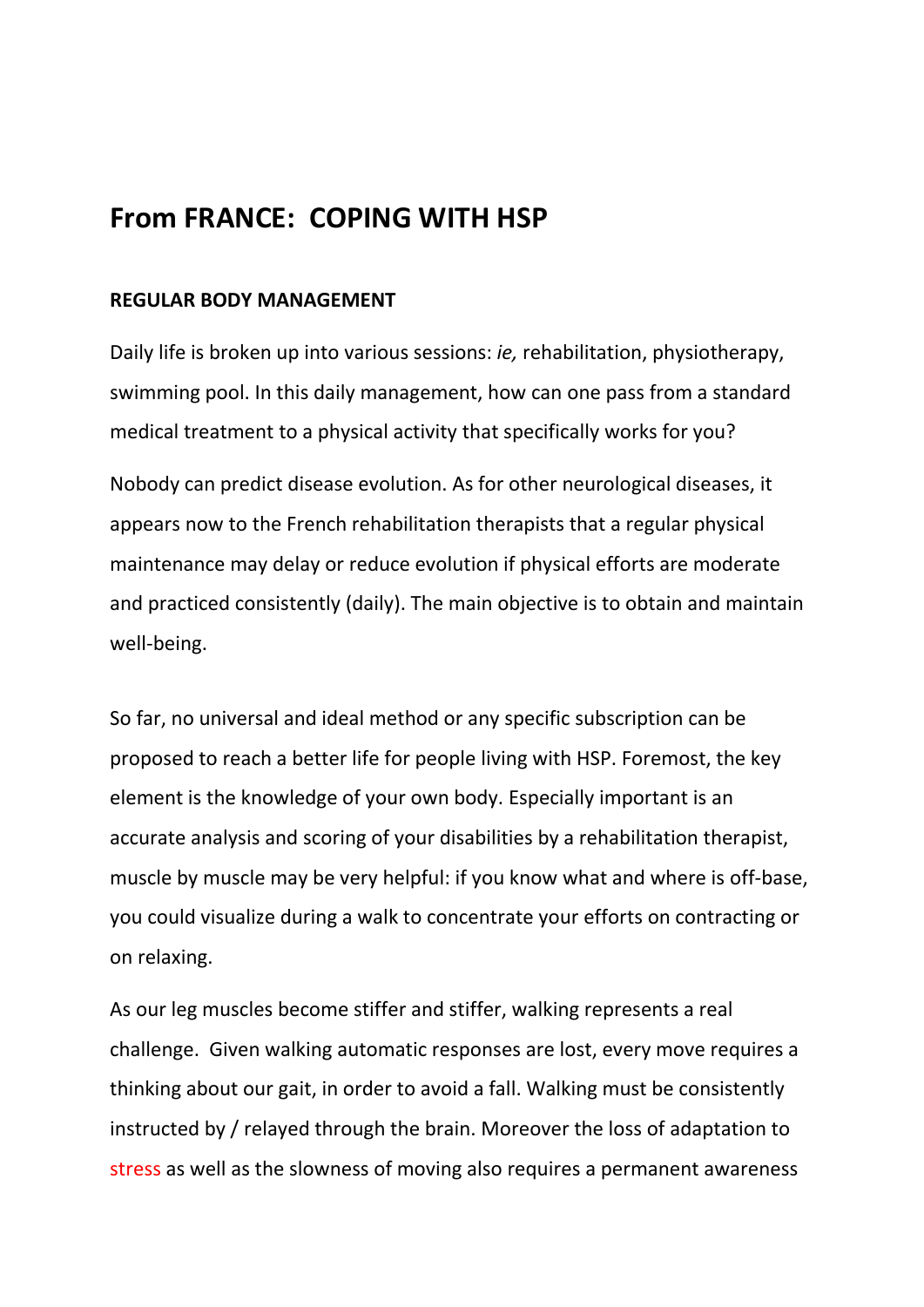# From FRANCE: COPING WITH HSP

**REGULAR BODY MANAGEMENT**

Daily life is broken up into various sessions: *ie,* rehabilitation, physiotherapy, swimming pool. In this daily management, how can one pass from a standard medical treatment to a physical activity that specifically works for you?

Nobody can predict disease evolution. As for other neurological diseases, it appears now to the French rehabilitation therapists that a regular physical maintenance may delay or reduce evolution if physical efforts are moderate and practiced consistently (daily). The main objective is to obtain and maintain well-being.

So far, no universal and ideal method or any specific subscription can be proposed to reach a better life for people living with HSP. Foremost, the key element is the knowledge of your own body. Especially important is an accurate analysis and scoring of your disabilities by a rehabilitation therapist, muscle by muscle may be very helpful: if you know what and where is off-base, you could visualize during a walk to concentrate your efforts on contracting or on relaxing.

As our leg muscles become stiffer and stiffer, walking represents a real challenge. Given walking automatic responses are lost, every move requires a thinking about our gait, in order to avoid a fall. Walking must be consistently instructed by / relayed through the brain. Moreover the loss of adaptation to stress as well as the slowness of moving also requires a permanent awareness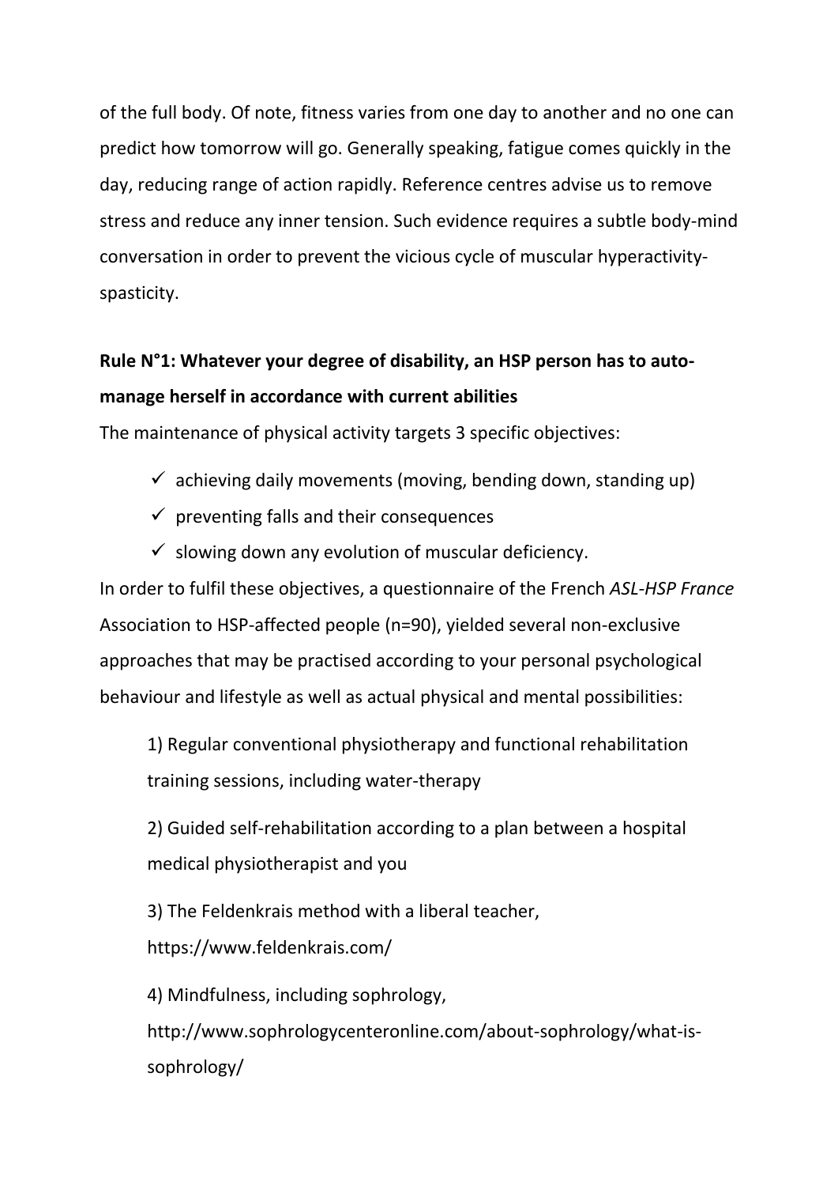of the full body. Of note, fitness varies from one day to another and no one can predict how tomorrow will go. Generally speaking, fatigue comes quickly in the day, reducing range of action rapidly. Reference centres advise us to remove stress and reduce any inner tension. Such evidence requires a subtle body-mind conversation in order to prevent the vicious cycle of muscular hyperactivity-spasticity.

**Rule N°1: Whatever your degree of disability, an HSP person has to auto-manage herself in accordance with current abilities**

The maintenance of physical activity targets 3 specific objectives:

- ✓ achieving daily movements (moving, bending down, standing up)
- ✓ preventing falls and their consequences
- ✓ slowing down any evolution of muscular deficiency.

In order to fulfil these objectives, a questionnaire of the French *ASL-HSP France* Association to HSP-affected people (n=90), yielded several non-exclusive approaches that may be practised according to your personal psychological behaviour and lifestyle as well as actual physical and mental possibilities:

1) Regular conventional physiotherapy and functional rehabilitation training sessions, including water-therapy

2) Guided self-rehabilitation according to a plan between a hospital medical physiotherapist and you

3) The Feldenkrais method with a liberal teacher, https://www.feldenkrais.com/

4) Mindfulness, including sophrology, http://www.sophrologycenteronline.com/about-sophrology/what-is-sophrology/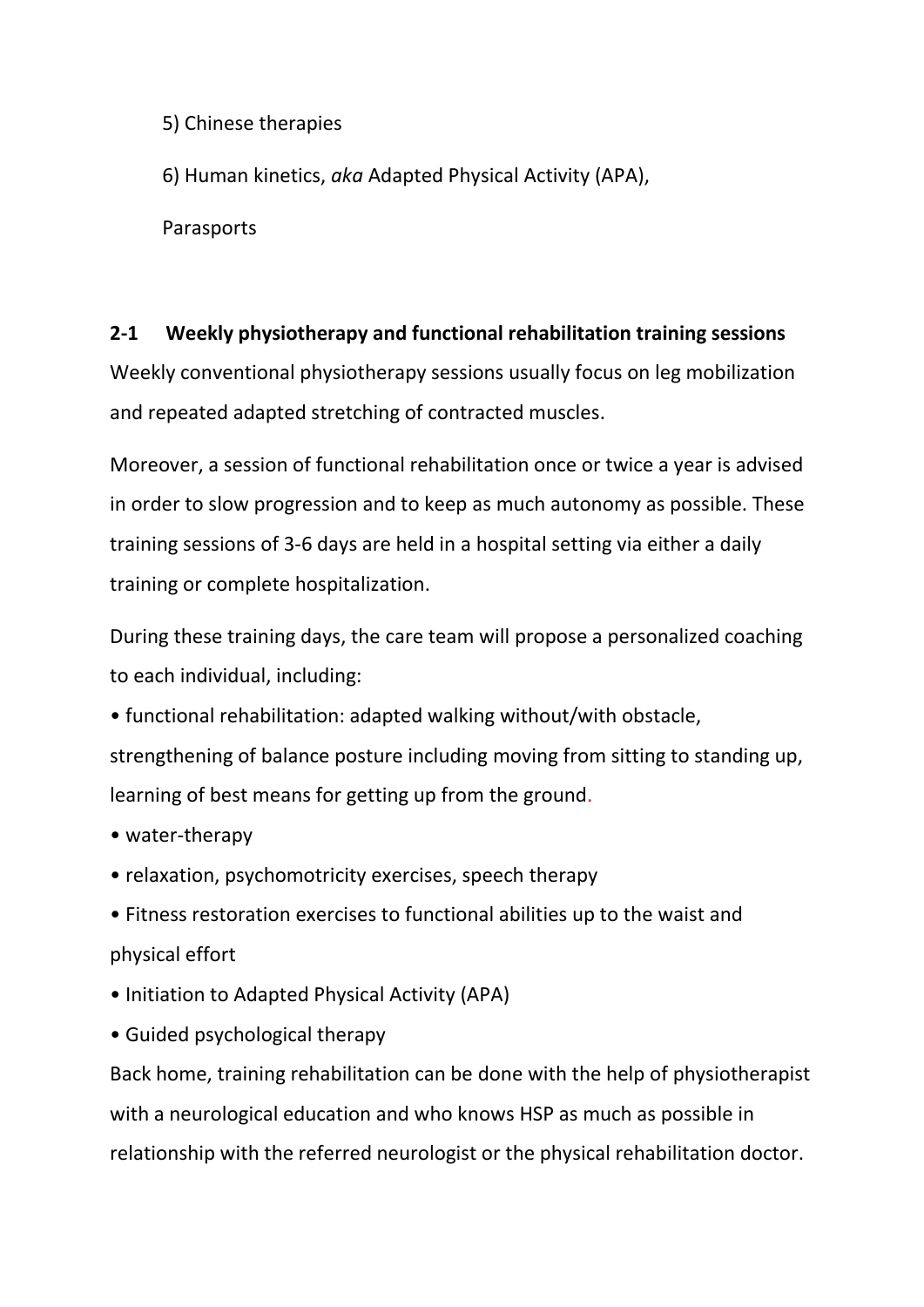5) Chinese therapies

6) Human kinetics, *aka* Adapted Physical Activity (APA),

Parasports

## 2-1 Weekly physiotherapy and functional rehabilitation training sessions

Weekly conventional physiotherapy sessions usually focus on leg mobilization and repeated adapted stretching of contracted muscles.

Moreover, a session of functional rehabilitation once or twice a year is advised in order to slow progression and to keep as much autonomy as possible. These training sessions of 3-6 days are held in a hospital setting via either a daily training or complete hospitalization.

During these training days, the care team will propose a personalized coaching to each individual, including:

- functional rehabilitation: adapted walking without/with obstacle, strengthening of balance posture including moving from sitting to standing up, learning of best means for getting up from the ground.
- water-therapy
- relaxation, psychomotricity exercises, speech therapy
- Fitness restoration exercises to functional abilities up to the waist and physical effort
- Initiation to Adapted Physical Activity (APA)
- Guided psychological therapy

Back home, training rehabilitation can be done with the help of physiotherapist with a neurological education and who knows HSP as much as possible in relationship with the referred neurologist or the physical rehabilitation doctor.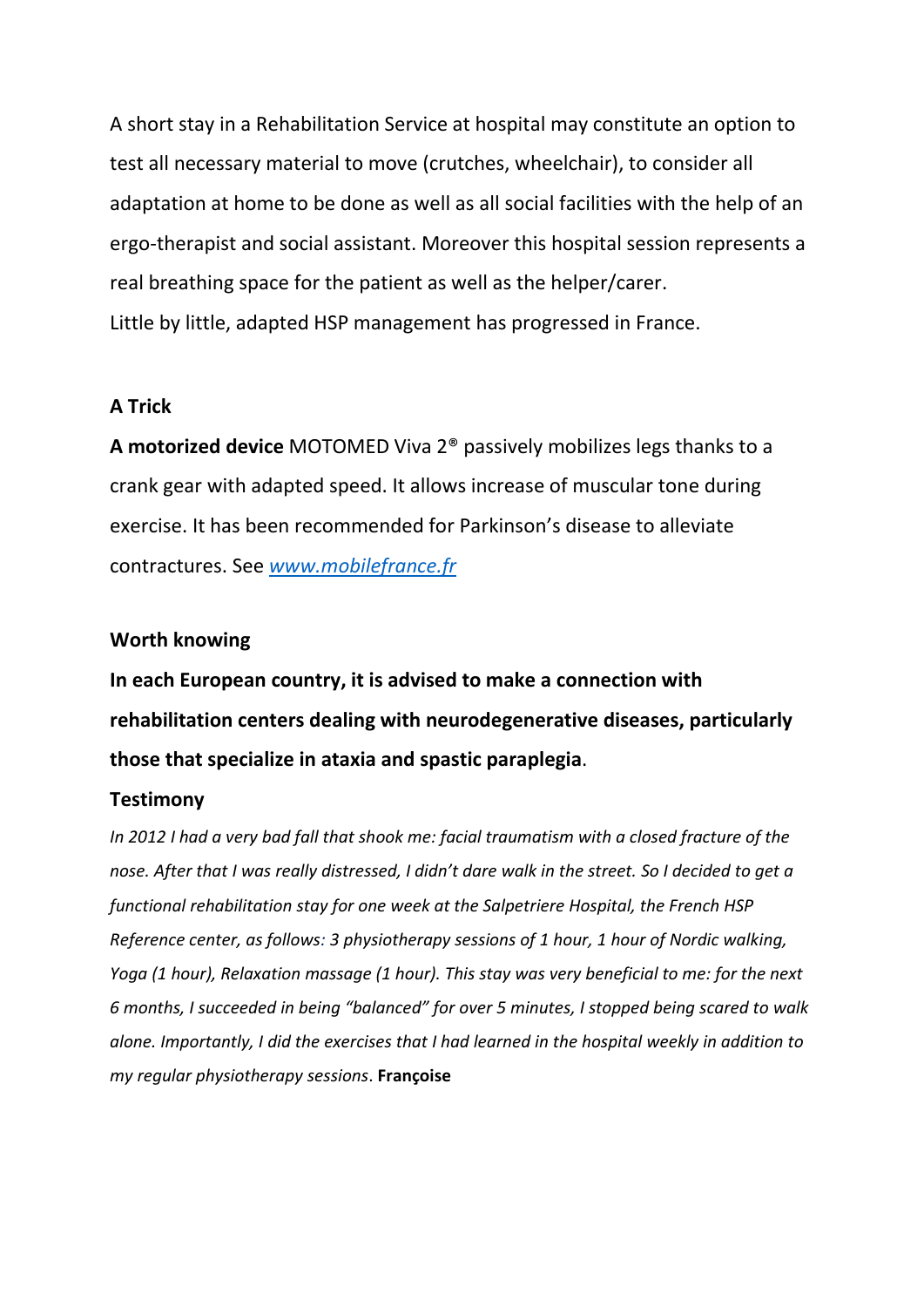A short stay in a Rehabilitation Service at hospital may constitute an option to test all necessary material to move (crutches, wheelchair), to consider all adaptation at home to be done as well as all social facilities with the help of an ergo-therapist and social assistant. Moreover this hospital session represents a real breathing space for the patient as well as the helper/carer.

Little by little, adapted HSP management has progressed in France.

**A Trick**

**A motorized device** MOTOMED Viva 2® passively mobilizes legs thanks to a crank gear with adapted speed. It allows increase of muscular tone during exercise. It has been recommended for Parkinson's disease to alleviate contractures. See [www.mobilefrance.fr](www.mobilefrance.fr)

**Worth knowing**

**In each European country, it is advised to make a connection with rehabilitation centers dealing with neurodegenerative diseases, particularly those that specialize in ataxia and spastic paraplegia**.

**Testimony**

*In 2012 I had a very bad fall that shook me: facial traumatism with a closed fracture of the nose. After that I was really distressed, I didn't dare walk in the street. So I decided to get a functional rehabilitation stay for one week at the Salpetriere Hospital, the French HSP Reference center, as follows: 3 physiotherapy sessions of 1 hour, 1 hour of Nordic walking, Yoga (1 hour), Relaxation massage (1 hour). This stay was very beneficial to me: for the next 6 months, I succeeded in being "balanced" for over 5 minutes, I stopped being scared to walk alone. Importantly, I did the exercises that I had learned in the hospital weekly in addition to my regular physiotherapy sessions*. **Françoise**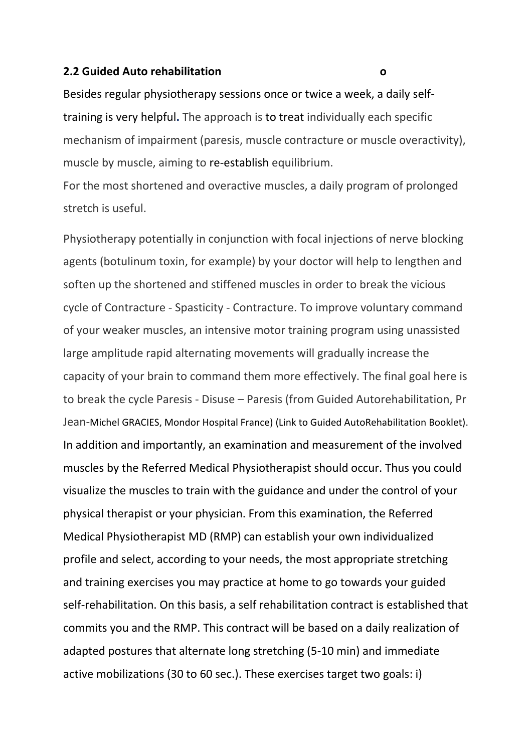**2.2 Guided Auto rehabilitation** **o**

Besides regular physiotherapy sessions once or twice a week, a daily self-training is very helpful. The approach is to treat individually each specific mechanism of impairment (paresis, muscle contracture or muscle overactivity), muscle by muscle, aiming to re-establish equilibrium.

For the most shortened and overactive muscles, a daily program of prolonged stretch is useful.

Physiotherapy potentially in conjunction with focal injections of nerve blocking agents (botulinum toxin, for example) by your doctor will help to lengthen and soften up the shortened and stiffened muscles in order to break the vicious cycle of Contracture - Spasticity - Contracture. To improve voluntary command of your weaker muscles, an intensive motor training program using unassisted large amplitude rapid alternating movements will gradually increase the capacity of your brain to command them more effectively. The final goal here is to break the cycle Paresis - Disuse – Paresis (from Guided Autorehabilitation, Pr Jean-Michel GRACIES, Mondor Hospital France) (Link to Guided AutoRehabilitation Booklet).

In addition and importantly, an examination and measurement of the involved muscles by the Referred Medical Physiotherapist should occur. Thus you could visualize the muscles to train with the guidance and under the control of your physical therapist or your physician. From this examination, the Referred Medical Physiotherapist MD (RMP) can establish your own individualized profile and select, according to your needs, the most appropriate stretching and training exercises you may practice at home to go towards your guided self-rehabilitation. On this basis, a self rehabilitation contract is established that commits you and the RMP. This contract will be based on a daily realization of adapted postures that alternate long stretching (5-10 min) and immediate active mobilizations (30 to 60 sec.). These exercises target two goals: i)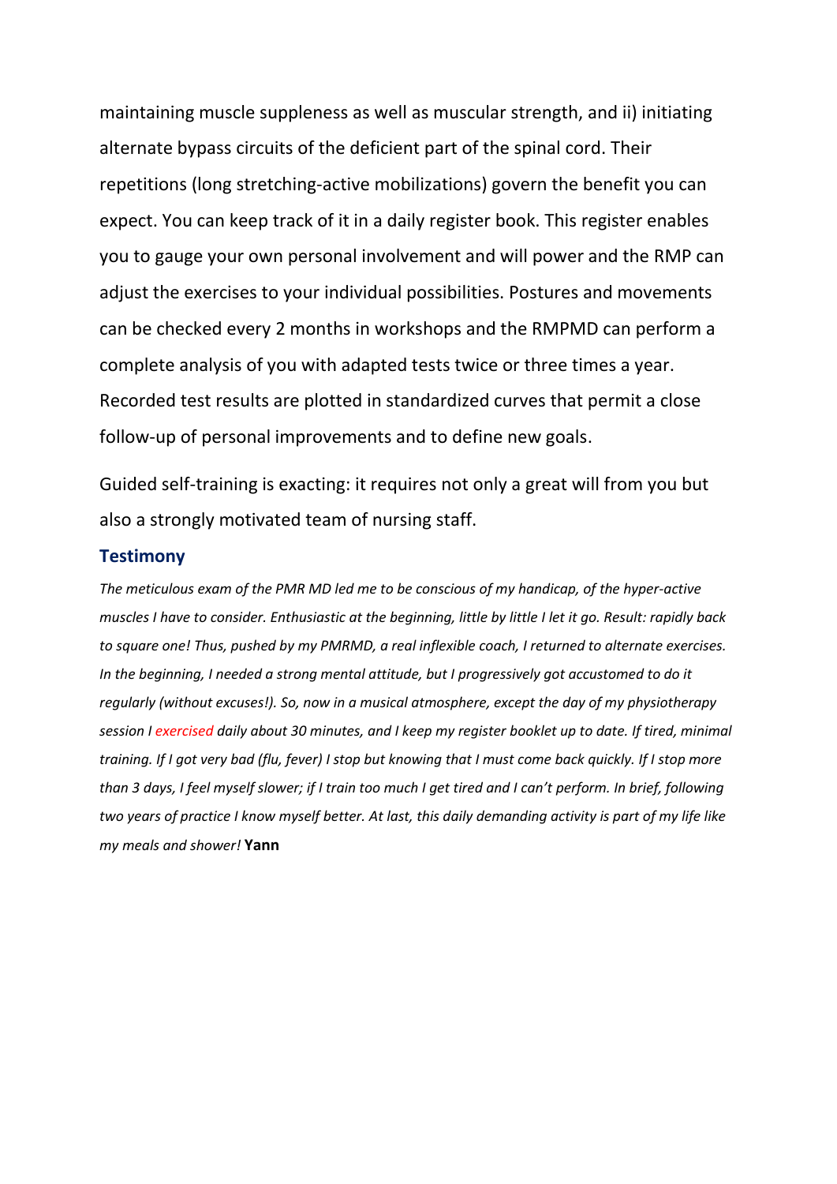maintaining muscle suppleness as well as muscular strength, and ii) initiating alternate bypass circuits of the deficient part of the spinal cord. Their repetitions (long stretching-active mobilizations) govern the benefit you can expect. You can keep track of it in a daily register book. This register enables you to gauge your own personal involvement and will power and the RMP can adjust the exercises to your individual possibilities. Postures and movements can be checked every 2 months in workshops and the RMPMD can perform a complete analysis of you with adapted tests twice or three times a year. Recorded test results are plotted in standardized curves that permit a close follow-up of personal improvements and to define new goals.

Guided self-training is exacting: it requires not only a great will from you but also a strongly motivated team of nursing staff.

### Testimony

*The meticulous exam of the PMR MD led me to be conscious of my handicap, of the hyper-active muscles I have to consider. Enthusiastic at the beginning, little by little I let it go. Result: rapidly back to square one! Thus, pushed by my PMRMD, a real inflexible coach, I returned to alternate exercises. In the beginning, I needed a strong mental attitude, but I progressively got accustomed to do it regularly (without excuses!). So, now in a musical atmosphere, except the day of my physiotherapy session I exercised daily about 30 minutes, and I keep my register booklet up to date. If tired, minimal training. If I got very bad (flu, fever) I stop but knowing that I must come back quickly. If I stop more than 3 days, I feel myself slower; if I train too much I get tired and I can't perform. In brief, following two years of practice I know myself better. At last, this daily demanding activity is part of my life like my meals and shower!* **Yann**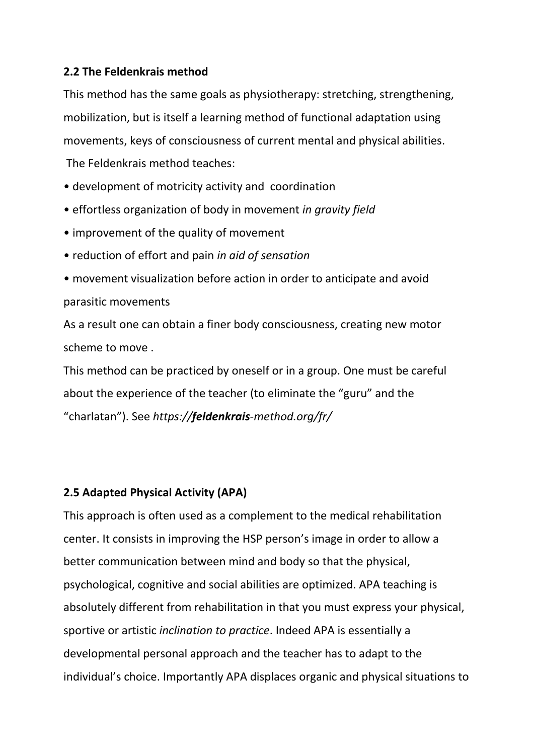## 2.2 The Feldenkrais method

This method has the same goals as physiotherapy: stretching, strengthening, mobilization, but is itself a learning method of functional adaptation using movements, keys of consciousness of current mental and physical abilities.

The Feldenkrais method teaches:

- development of motricity activity and coordination
- effortless organization of body in movement *in gravity field*
- improvement of the quality of movement
- reduction of effort and pain *in aid of sensation*
- movement visualization before action in order to anticipate and avoid parasitic movements

As a result one can obtain a finer body consciousness, creating new motor scheme to move .

This method can be practiced by oneself or in a group. One must be careful about the experience of the teacher (to eliminate the "guru" and the "charlatan"). See *https://**feldenkrais**-method.org/fr/*

## 2.5 Adapted Physical Activity (APA)

This approach is often used as a complement to the medical rehabilitation center. It consists in improving the HSP person's image in order to allow a better communication between mind and body so that the physical, psychological, cognitive and social abilities are optimized. APA teaching is absolutely different from rehabilitation in that you must express your physical, sportive or artistic *inclination to practice*. Indeed APA is essentially a developmental personal approach and the teacher has to adapt to the individual's choice. Importantly APA displaces organic and physical situations to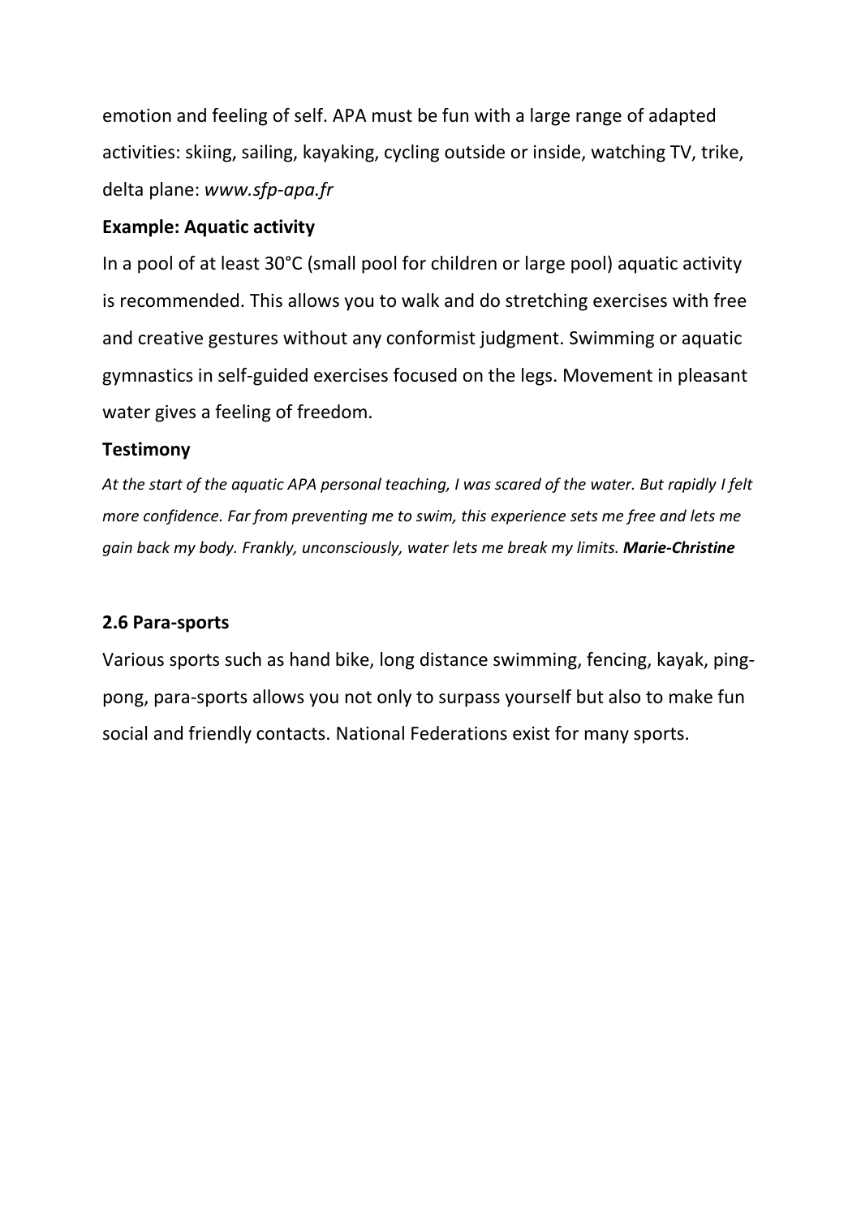emotion and feeling of self. APA must be fun with a large range of adapted activities: skiing, sailing, kayaking, cycling outside or inside, watching TV, trike, delta plane: *www.sfp-apa.fr*

**Example: Aquatic activity**

In a pool of at least 30°C (small pool for children or large pool) aquatic activity is recommended. This allows you to walk and do stretching exercises with free and creative gestures without any conformist judgment. Swimming or aquatic gymnastics in self-guided exercises focused on the legs. Movement in pleasant water gives a feeling of freedom.

**Testimony**

*At the start of the aquatic APA personal teaching, I was scared of the water. But rapidly I felt more confidence. Far from preventing me to swim, this experience sets me free and lets me gain back my body. Frankly, unconsciously, water lets me break my limits.* ***Marie-Christine***

### 2.6 Para-sports

Various sports such as hand bike, long distance swimming, fencing, kayak, ping-pong, para-sports allows you not only to surpass yourself but also to make fun social and friendly contacts. National Federations exist for many sports.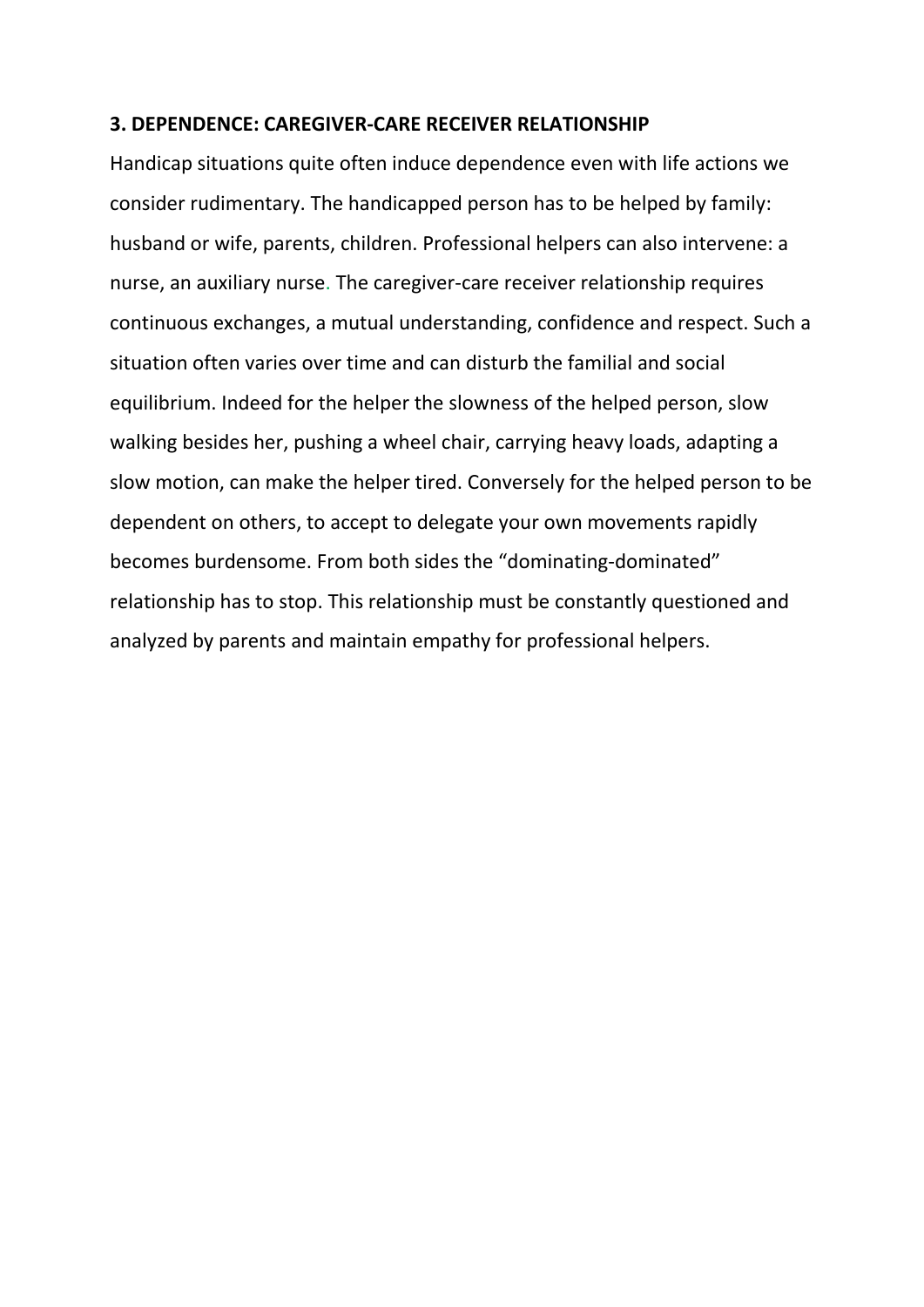## 3. DEPENDENCE: CAREGIVER-CARE RECEIVER RELATIONSHIP

Handicap situations quite often induce dependence even with life actions we consider rudimentary. The handicapped person has to be helped by family: husband or wife, parents, children. Professional helpers can also intervene: a nurse, an auxiliary nurse. The caregiver-care receiver relationship requires continuous exchanges, a mutual understanding, confidence and respect. Such a situation often varies over time and can disturb the familial and social equilibrium. Indeed for the helper the slowness of the helped person, slow walking besides her, pushing a wheel chair, carrying heavy loads, adapting a slow motion, can make the helper tired. Conversely for the helped person to be dependent on others, to accept to delegate your own movements rapidly becomes burdensome. From both sides the "dominating-dominated" relationship has to stop. This relationship must be constantly questioned and analyzed by parents and maintain empathy for professional helpers.